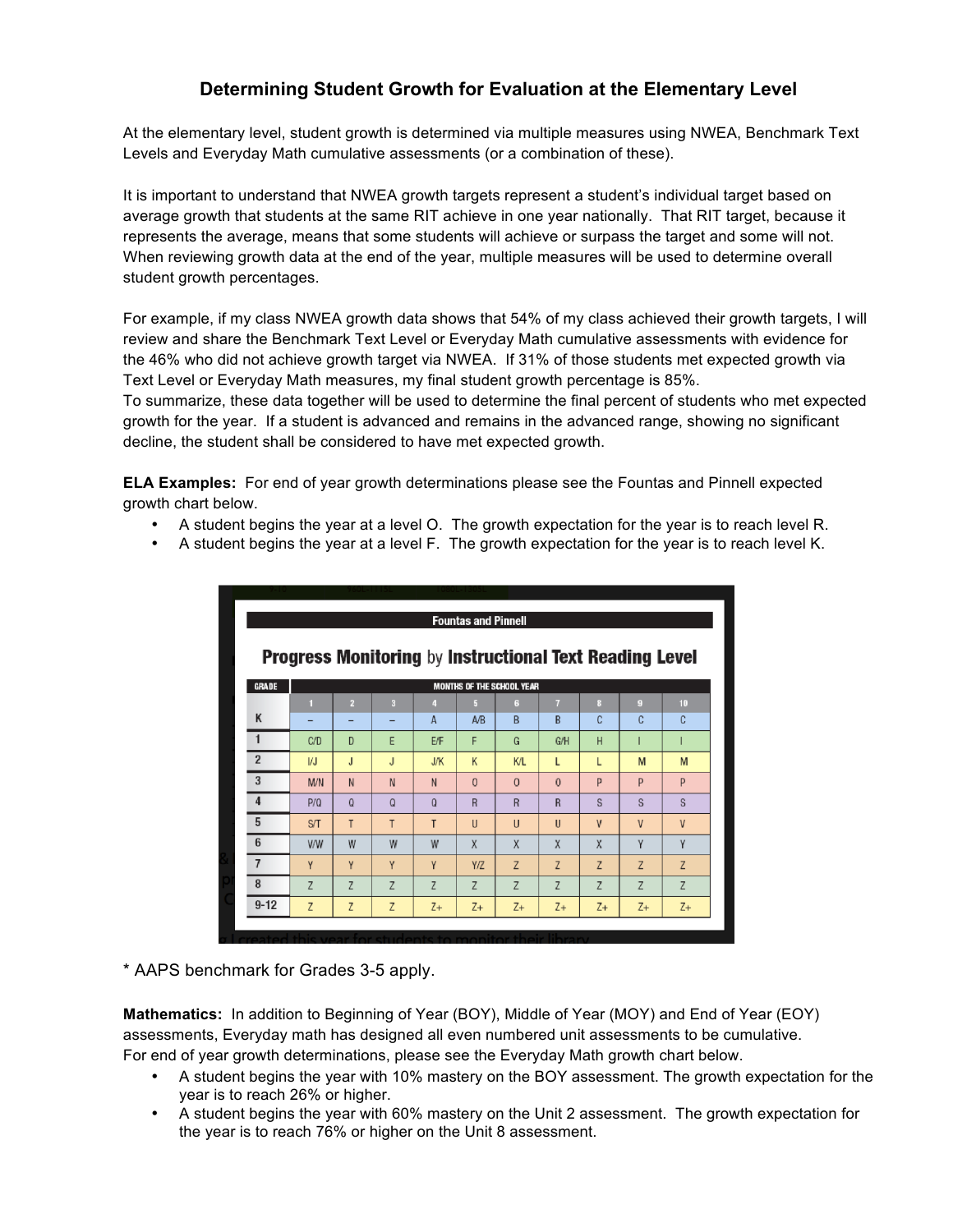# Determining Student Growth for Evaluation at the Elementary Level

At the elementary level, student growth is determined via multiple measures using NWEA, Benchmark Text Levels and Everyday Math cumulative assessments (or a combination of these).

It is important to understand that NWEA growth targets represent a student's individual target based on average growth that students at the same RIT achieve in one year nationally. That RIT target, because it represents the average, means that some students will achieve or surpass the target and some will not. When reviewing growth data at the end of the year, multiple measures will be used to determine overall student growth percentages.

For example, if my class NWEA growth data shows that 54% of my class achieved their growth targets, I will review and share the Benchmark Text Level or Everyday Math cumulative assessments with evidence for the 46% who did not achieve growth target via NWEA. If 31% of those students met expected growth via Text Level or Everyday Math measures, my final student growth percentage is 85%.
To summarize, these data together will be used to determine the final percent of students who met expected growth for the year. If a student is advanced and remains in the advanced range, showing no significant decline, the student shall be considered to have met expected growth.

**ELA Examples:** For end of year growth determinations please see the Fountas and Pinnell expected growth chart below.

- A student begins the year at a level O. The growth expectation for the year is to reach level R.
- A student begins the year at a level F. The growth expectation for the year is to reach level K.

**Fountas and Pinnell**

**Progress Monitoring by Instructional Text Reading Level**

| GRADE | MONTHS OF THE SCHOOL YEAR | | | | | | | | | |
|---|---|---|---|---|---|---|---|---|---|---|
| | 1 | 2 | 3 | 4 | 5 | 6 | 7 | 8 | 9 | 10 |
| K | – | – | – | A | A/B | B | B | C | C | C |
| 1 | C/D | D | E | E/F | F | G | G/H | H | I | I |
| 2 | I/J | J | J | J/K | K | K/L | L | L | M | M |
| 3 | M/N | N | N | N | O | O | O | P | P | P |
| 4 | P/Q | Q | Q | Q | R | R | R | S | S | S |
| 5 | S/T | T | T | T | U | U | U | V | V | V |
| 6 | V/W | W | W | W | X | X | X | X | Y | Y |
| 7 | Y | Y | Y | Y | Y/Z | Z | Z | Z | Z | Z |
| 8 | Z | Z | Z | Z | Z | Z | Z | Z | Z | Z |
| 9-12 | Z | Z | Z | Z+ | Z+ | Z+ | Z+ | Z+ | Z+ | Z+ |

* AAPS benchmark for Grades 3-5 apply.

**Mathematics:** In addition to Beginning of Year (BOY), Middle of Year (MOY) and End of Year (EOY) assessments, Everyday math has designed all even numbered unit assessments to be cumulative.
For end of year growth determinations, please see the Everyday Math growth chart below.

- A student begins the year with 10% mastery on the BOY assessment. The growth expectation for the year is to reach 26% or higher.
- A student begins the year with 60% mastery on the Unit 2 assessment. The growth expectation for the year is to reach 76% or higher on the Unit 8 assessment.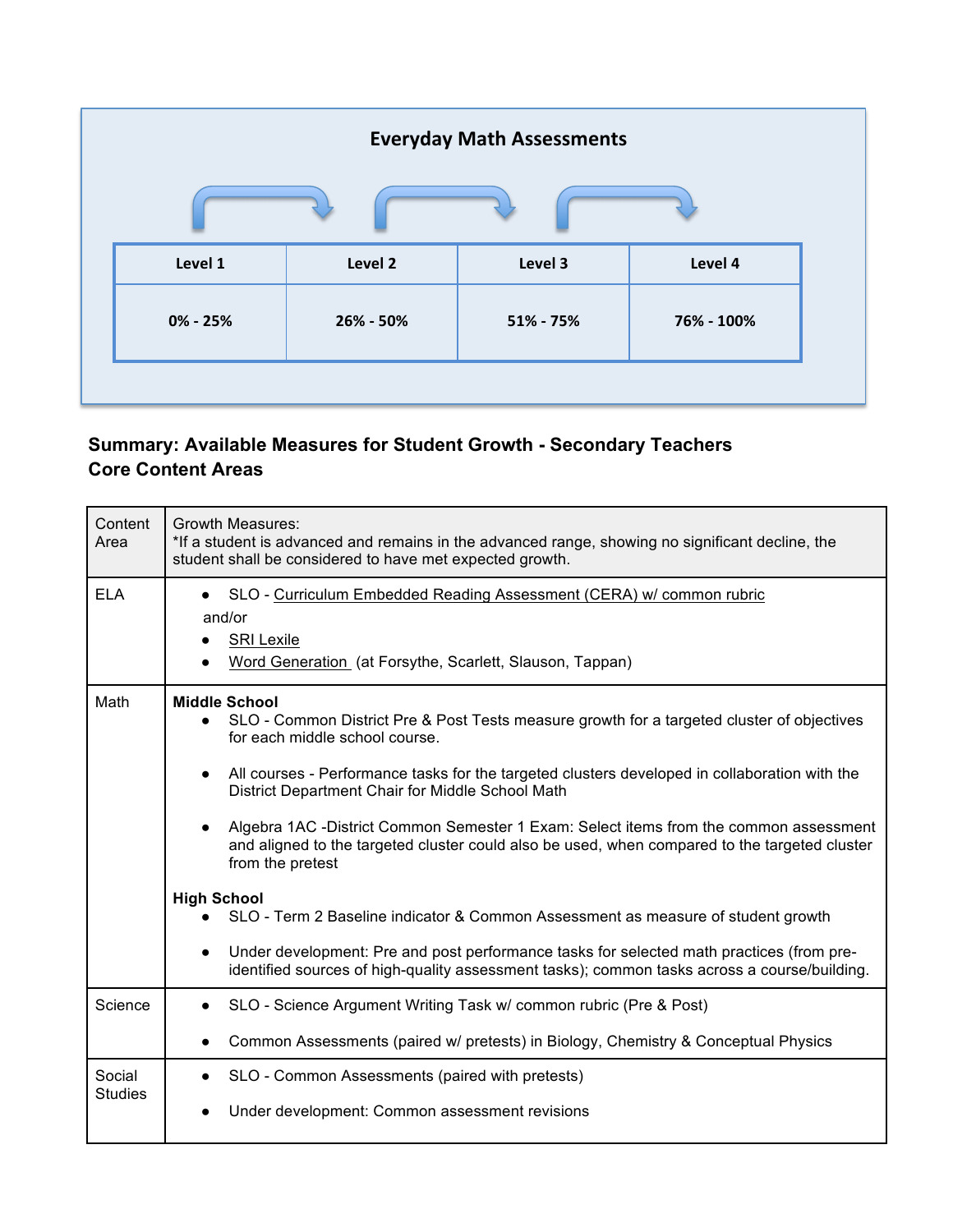## Everyday Math Assessments

| Level 1 | Level 2 | Level 3 | Level 4 |
|---|---|---|---|
| 0% - 25% | 26% - 50% | 51% - 75% | 76% - 100% |

## Summary: Available Measures for Student Growth - Secondary Teachers
## Core Content Areas

| Content Area | Growth Measures:<br>*If a student is advanced and remains in the advanced range, showing no significant decline, the student shall be considered to have met expected growth. |
|---|---|
| ELA | • SLO - Curriculum Embedded Reading Assessment (CERA) w/ common rubric<br>and/or<br>• SRI Lexile<br>• Word Generation (at Forsythe, Scarlett, Slauson, Tappan) |
| Math | **Middle School**<br>• SLO - Common District Pre & Post Tests measure growth for a targeted cluster of objectives for each middle school course.<br>• All courses - Performance tasks for the targeted clusters developed in collaboration with the District Department Chair for Middle School Math<br>• Algebra 1AC -District Common Semester 1 Exam: Select items from the common assessment and aligned to the targeted cluster could also be used, when compared to the targeted cluster from the pretest<br>**High School**<br>• SLO - Term 2 Baseline indicator & Common Assessment as measure of student growth<br>• Under development: Pre and post performance tasks for selected math practices (from pre-identified sources of high-quality assessment tasks); common tasks across a course/building. |
| Science | • SLO - Science Argument Writing Task w/ common rubric (Pre & Post)<br>• Common Assessments (paired w/ pretests) in Biology, Chemistry & Conceptual Physics |
| Social Studies | • SLO - Common Assessments (paired with pretests)<br>• Under development: Common assessment revisions |